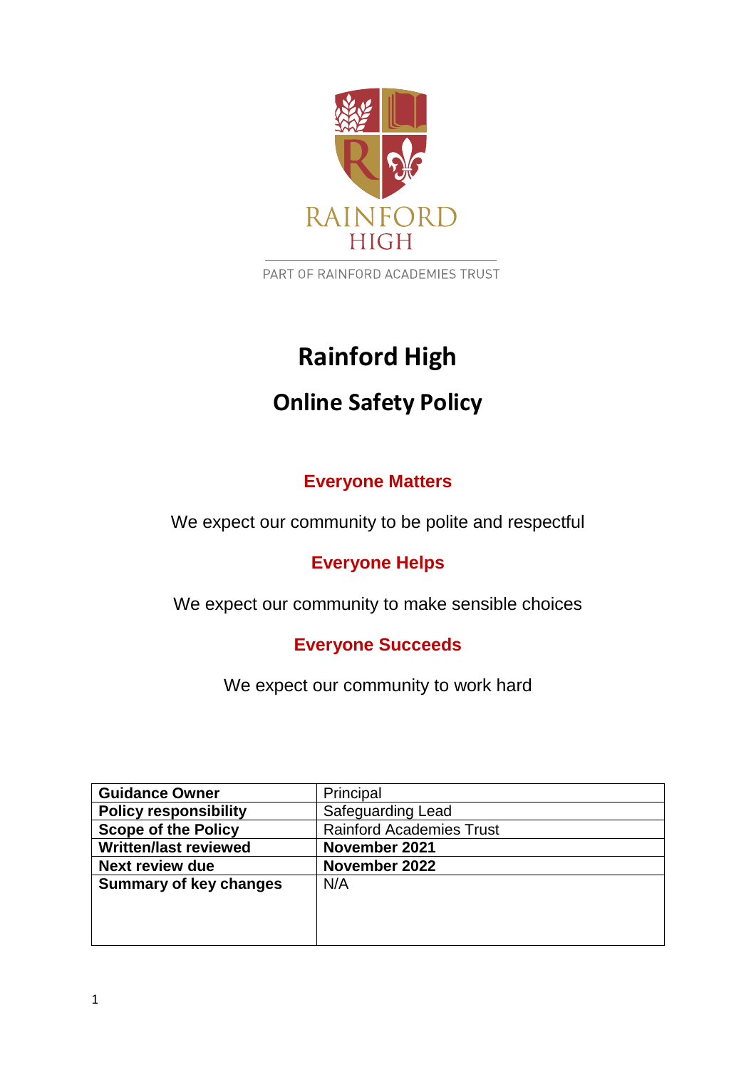RAINFORD HIGH

PART OF RAINFORD ACADEMIES TRUST

# Rainford High

## Online Safety Policy

**Everyone Matters**

We expect our community to be polite and respectful

**Everyone Helps**

We expect our community to make sensible choices

**Everyone Succeeds**

We expect our community to work hard

| **Guidance Owner** | Principal |
|---|---|
| **Policy responsibility** | Safeguarding Lead |
| **Scope of the Policy** | Rainford Academies Trust |
| **Written/last reviewed** | **November 2021** |
| **Next review due** | **November 2022** |
| **Summary of key changes** | N/A |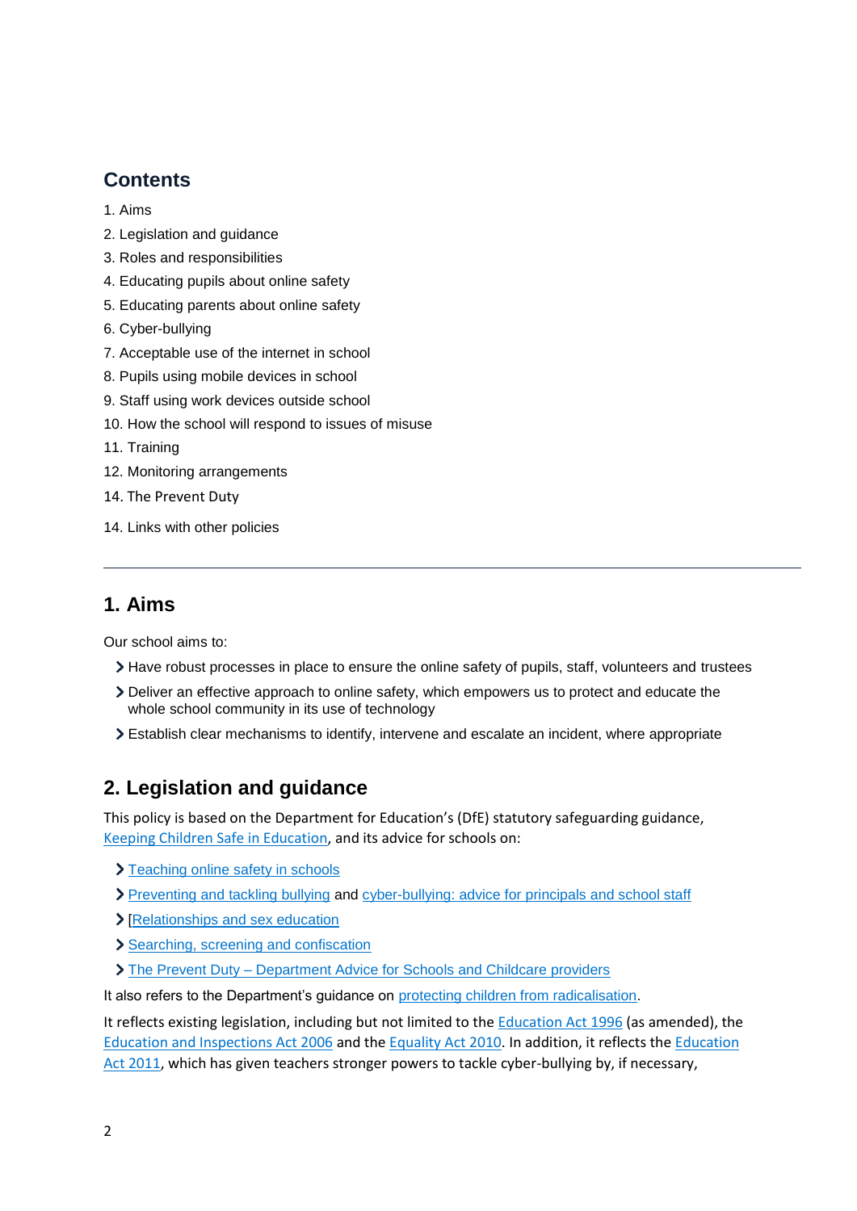## Contents

1. Aims
2. Legislation and guidance
3. Roles and responsibilities
4. Educating pupils about online safety
5. Educating parents about online safety
6. Cyber-bullying
7. Acceptable use of the internet in school
8. Pupils using mobile devices in school
9. Staff using work devices outside school
10. How the school will respond to issues of misuse
11. Training
12. Monitoring arrangements
14. The Prevent Duty
14. Links with other policies

---

## 1. Aims

Our school aims to:

- Have robust processes in place to ensure the online safety of pupils, staff, volunteers and trustees
- Deliver an effective approach to online safety, which empowers us to protect and educate the whole school community in its use of technology
- Establish clear mechanisms to identify, intervene and escalate an incident, where appropriate

## 2. Legislation and guidance

This policy is based on the Department for Education's (DfE) statutory safeguarding guidance, Keeping Children Safe in Education, and its advice for schools on:

- Teaching online safety in schools
- Preventing and tackling bullying and cyber-bullying: advice for principals and school staff
- [Relationships and sex education
- Searching, screening and confiscation
- The Prevent Duty – Department Advice for Schools and Childcare providers

It also refers to the Department's guidance on protecting children from radicalisation.

It reflects existing legislation, including but not limited to the Education Act 1996 (as amended), the Education and Inspections Act 2006 and the Equality Act 2010. In addition, it reflects the Education Act 2011, which has given teachers stronger powers to tackle cyber-bullying by, if necessary,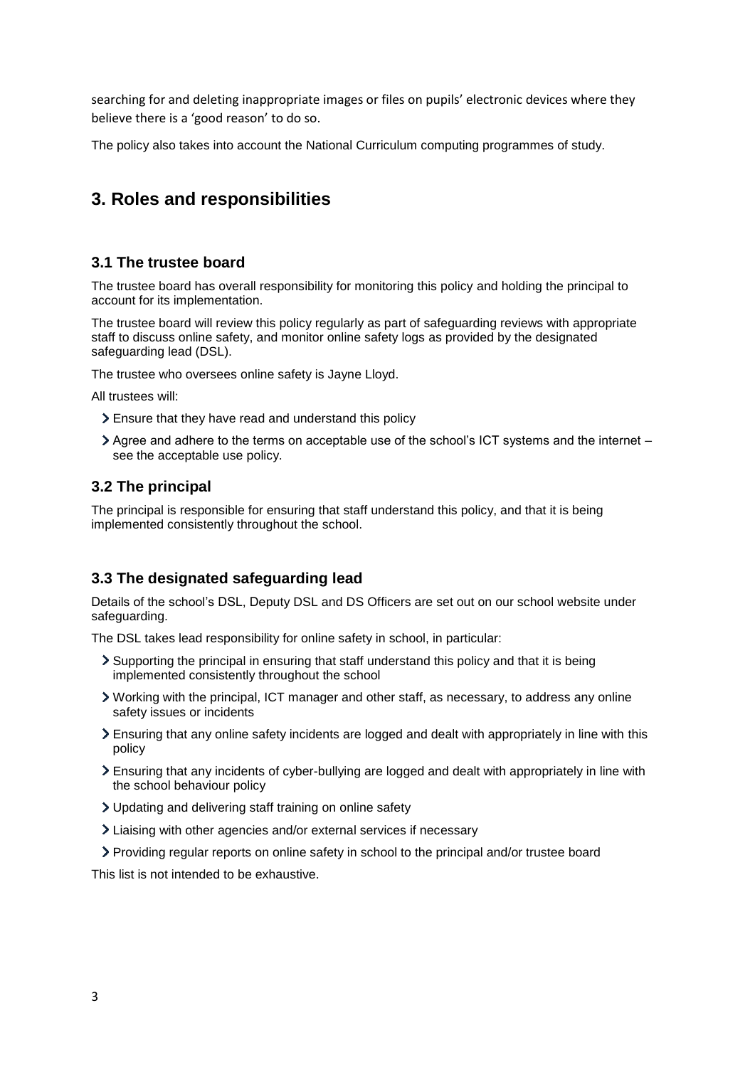searching for and deleting inappropriate images or files on pupils' electronic devices where they believe there is a 'good reason' to do so.

The policy also takes into account the National Curriculum computing programmes of study.

## 3. Roles and responsibilities

### 3.1 The trustee board

The trustee board has overall responsibility for monitoring this policy and holding the principal to account for its implementation.

The trustee board will review this policy regularly as part of safeguarding reviews with appropriate staff to discuss online safety, and monitor online safety logs as provided by the designated safeguarding lead (DSL).

The trustee who oversees online safety is Jayne Lloyd.

All trustees will:

- Ensure that they have read and understand this policy
- Agree and adhere to the terms on acceptable use of the school's ICT systems and the internet – see the acceptable use policy.

### 3.2 The principal

The principal is responsible for ensuring that staff understand this policy, and that it is being implemented consistently throughout the school.

### 3.3 The designated safeguarding lead

Details of the school's DSL, Deputy DSL and DS Officers are set out on our school website under safeguarding.

The DSL takes lead responsibility for online safety in school, in particular:

- Supporting the principal in ensuring that staff understand this policy and that it is being implemented consistently throughout the school
- Working with the principal, ICT manager and other staff, as necessary, to address any online safety issues or incidents
- Ensuring that any online safety incidents are logged and dealt with appropriately in line with this policy
- Ensuring that any incidents of cyber-bullying are logged and dealt with appropriately in line with the school behaviour policy
- Updating and delivering staff training on online safety
- Liaising with other agencies and/or external services if necessary
- Providing regular reports on online safety in school to the principal and/or trustee board

This list is not intended to be exhaustive.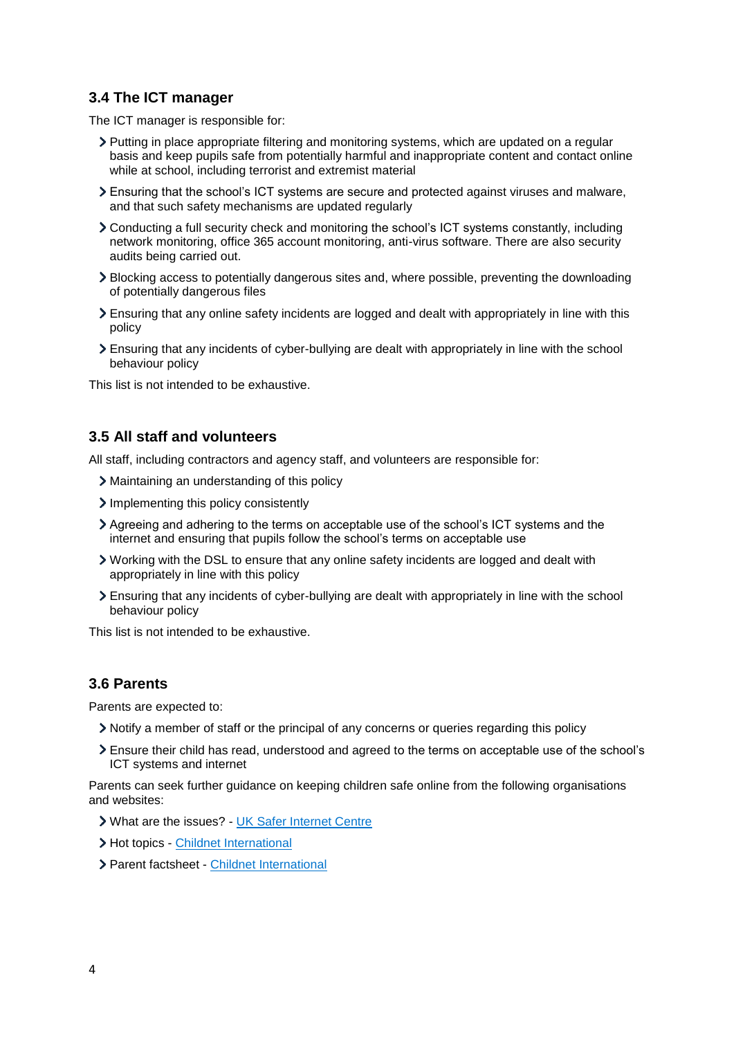### 3.4 The ICT manager

The ICT manager is responsible for:

- Putting in place appropriate filtering and monitoring systems, which are updated on a regular basis and keep pupils safe from potentially harmful and inappropriate content and contact online while at school, including terrorist and extremist material
- Ensuring that the school's ICT systems are secure and protected against viruses and malware, and that such safety mechanisms are updated regularly
- Conducting a full security check and monitoring the school's ICT systems constantly, including network monitoring, office 365 account monitoring, anti-virus software. There are also security audits being carried out.
- Blocking access to potentially dangerous sites and, where possible, preventing the downloading of potentially dangerous files
- Ensuring that any online safety incidents are logged and dealt with appropriately in line with this policy
- Ensuring that any incidents of cyber-bullying are dealt with appropriately in line with the school behaviour policy

This list is not intended to be exhaustive.

### 3.5 All staff and volunteers

All staff, including contractors and agency staff, and volunteers are responsible for:

- Maintaining an understanding of this policy
- Implementing this policy consistently
- Agreeing and adhering to the terms on acceptable use of the school's ICT systems and the internet and ensuring that pupils follow the school's terms on acceptable use
- Working with the DSL to ensure that any online safety incidents are logged and dealt with appropriately in line with this policy
- Ensuring that any incidents of cyber-bullying are dealt with appropriately in line with the school behaviour policy

This list is not intended to be exhaustive.

### 3.6 Parents

Parents are expected to:

- Notify a member of staff or the principal of any concerns or queries regarding this policy
- Ensure their child has read, understood and agreed to the terms on acceptable use of the school's ICT systems and internet

Parents can seek further guidance on keeping children safe online from the following organisations and websites:

- What are the issues? - UK Safer Internet Centre
- Hot topics - Childnet International
- Parent factsheet - Childnet International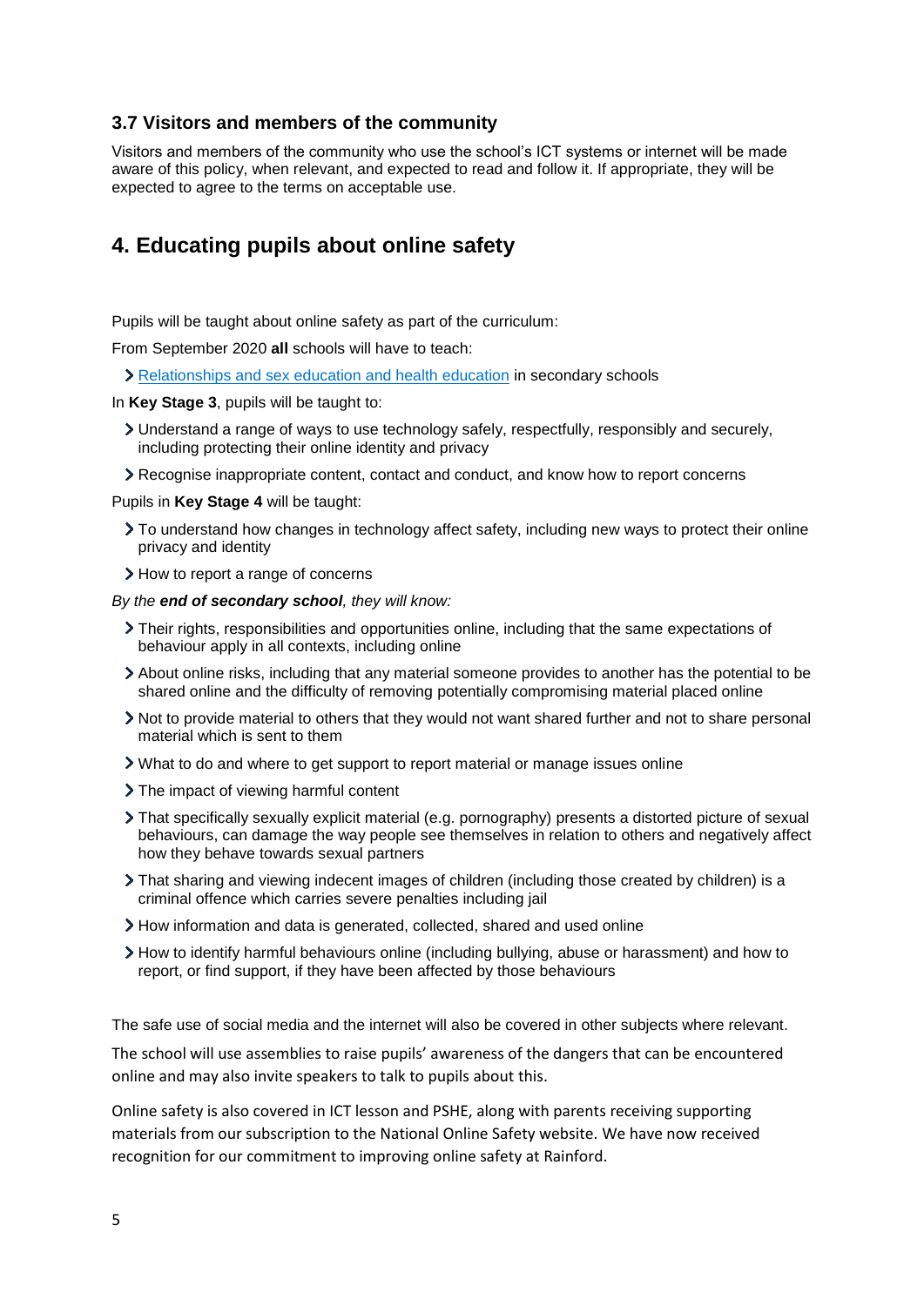### 3.7 Visitors and members of the community

Visitors and members of the community who use the school's ICT systems or internet will be made aware of this policy, when relevant, and expected to read and follow it. If appropriate, they will be expected to agree to the terms on acceptable use.

## 4. Educating pupils about online safety

Pupils will be taught about online safety as part of the curriculum:

From September 2020 **all** schools will have to teach:

- Relationships and sex education and health education in secondary schools

In **Key Stage 3**, pupils will be taught to:

- Understand a range of ways to use technology safely, respectfully, responsibly and securely, including protecting their online identity and privacy
- Recognise inappropriate content, contact and conduct, and know how to report concerns

Pupils in **Key Stage 4** will be taught:

- To understand how changes in technology affect safety, including new ways to protect their online privacy and identity
- How to report a range of concerns

*By the **end of secondary school**, they will know:*

- Their rights, responsibilities and opportunities online, including that the same expectations of behaviour apply in all contexts, including online
- About online risks, including that any material someone provides to another has the potential to be shared online and the difficulty of removing potentially compromising material placed online
- Not to provide material to others that they would not want shared further and not to share personal material which is sent to them
- What to do and where to get support to report material or manage issues online
- The impact of viewing harmful content
- That specifically sexually explicit material (e.g. pornography) presents a distorted picture of sexual behaviours, can damage the way people see themselves in relation to others and negatively affect how they behave towards sexual partners
- That sharing and viewing indecent images of children (including those created by children) is a criminal offence which carries severe penalties including jail
- How information and data is generated, collected, shared and used online
- How to identify harmful behaviours online (including bullying, abuse or harassment) and how to report, or find support, if they have been affected by those behaviours

The safe use of social media and the internet will also be covered in other subjects where relevant.

The school will use assemblies to raise pupils' awareness of the dangers that can be encountered online and may also invite speakers to talk to pupils about this.

Online safety is also covered in ICT lesson and PSHE, along with parents receiving supporting materials from our subscription to the National Online Safety website. We have now received recognition for our commitment to improving online safety at Rainford.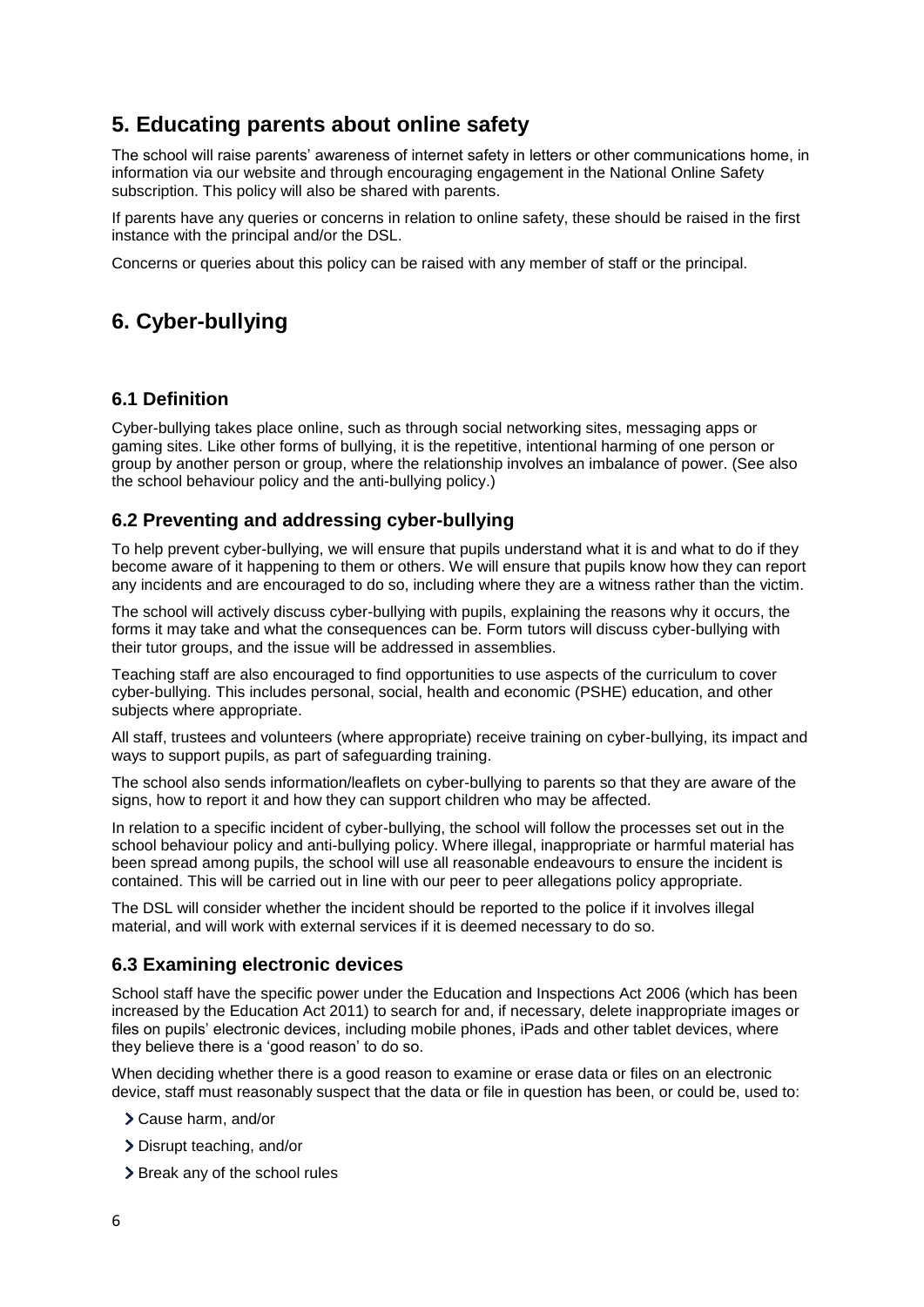## 5. Educating parents about online safety

The school will raise parents' awareness of internet safety in letters or other communications home, in information via our website and through encouraging engagement in the National Online Safety subscription. This policy will also be shared with parents.

If parents have any queries or concerns in relation to online safety, these should be raised in the first instance with the principal and/or the DSL.

Concerns or queries about this policy can be raised with any member of staff or the principal.

## 6. Cyber-bullying

### 6.1 Definition

Cyber-bullying takes place online, such as through social networking sites, messaging apps or gaming sites. Like other forms of bullying, it is the repetitive, intentional harming of one person or group by another person or group, where the relationship involves an imbalance of power. (See also the school behaviour policy and the anti-bullying policy.)

### 6.2 Preventing and addressing cyber-bullying

To help prevent cyber-bullying, we will ensure that pupils understand what it is and what to do if they become aware of it happening to them or others. We will ensure that pupils know how they can report any incidents and are encouraged to do so, including where they are a witness rather than the victim.

The school will actively discuss cyber-bullying with pupils, explaining the reasons why it occurs, the forms it may take and what the consequences can be. Form tutors will discuss cyber-bullying with their tutor groups, and the issue will be addressed in assemblies.

Teaching staff are also encouraged to find opportunities to use aspects of the curriculum to cover cyber-bullying. This includes personal, social, health and economic (PSHE) education, and other subjects where appropriate.

All staff, trustees and volunteers (where appropriate) receive training on cyber-bullying, its impact and ways to support pupils, as part of safeguarding training.

The school also sends information/leaflets on cyber-bullying to parents so that they are aware of the signs, how to report it and how they can support children who may be affected.

In relation to a specific incident of cyber-bullying, the school will follow the processes set out in the school behaviour policy and anti-bullying policy. Where illegal, inappropriate or harmful material has been spread among pupils, the school will use all reasonable endeavours to ensure the incident is contained. This will be carried out in line with our peer to peer allegations policy appropriate.

The DSL will consider whether the incident should be reported to the police if it involves illegal material, and will work with external services if it is deemed necessary to do so.

### 6.3 Examining electronic devices

School staff have the specific power under the Education and Inspections Act 2006 (which has been increased by the Education Act 2011) to search for and, if necessary, delete inappropriate images or files on pupils' electronic devices, including mobile phones, iPads and other tablet devices, where they believe there is a 'good reason' to do so.

When deciding whether there is a good reason to examine or erase data or files on an electronic device, staff must reasonably suspect that the data or file in question has been, or could be, used to:

- Cause harm, and/or
- Disrupt teaching, and/or
- Break any of the school rules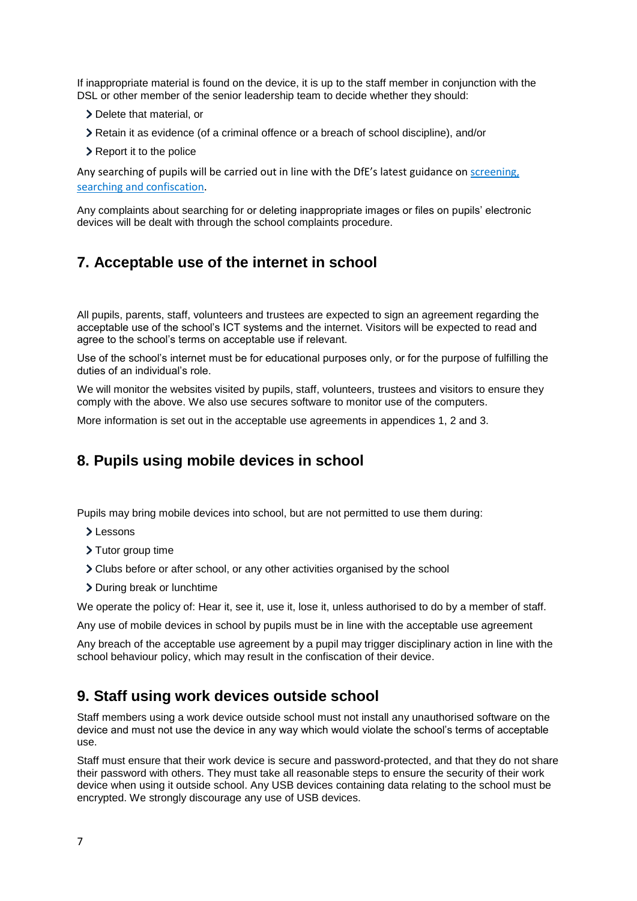If inappropriate material is found on the device, it is up to the staff member in conjunction with the DSL or other member of the senior leadership team to decide whether they should:

- Delete that material, or
- Retain it as evidence (of a criminal offence or a breach of school discipline), and/or
- Report it to the police

Any searching of pupils will be carried out in line with the DfE's latest guidance on [screening, searching and confiscation](#).

Any complaints about searching for or deleting inappropriate images or files on pupils' electronic devices will be dealt with through the school complaints procedure.

## 7. Acceptable use of the internet in school

All pupils, parents, staff, volunteers and trustees are expected to sign an agreement regarding the acceptable use of the school's ICT systems and the internet. Visitors will be expected to read and agree to the school's terms on acceptable use if relevant.

Use of the school's internet must be for educational purposes only, or for the purpose of fulfilling the duties of an individual's role.

We will monitor the websites visited by pupils, staff, volunteers, trustees and visitors to ensure they comply with the above. We also use secures software to monitor use of the computers.

More information is set out in the acceptable use agreements in appendices 1, 2 and 3.

## 8. Pupils using mobile devices in school

Pupils may bring mobile devices into school, but are not permitted to use them during:

- Lessons
- Tutor group time
- Clubs before or after school, or any other activities organised by the school
- During break or lunchtime

We operate the policy of: Hear it, see it, use it, lose it, unless authorised to do by a member of staff.

Any use of mobile devices in school by pupils must be in line with the acceptable use agreement

Any breach of the acceptable use agreement by a pupil may trigger disciplinary action in line with the school behaviour policy, which may result in the confiscation of their device.

## 9. Staff using work devices outside school

Staff members using a work device outside school must not install any unauthorised software on the device and must not use the device in any way which would violate the school's terms of acceptable use.

Staff must ensure that their work device is secure and password-protected, and that they do not share their password with others. They must take all reasonable steps to ensure the security of their work device when using it outside school. Any USB devices containing data relating to the school must be encrypted. We strongly discourage any use of USB devices.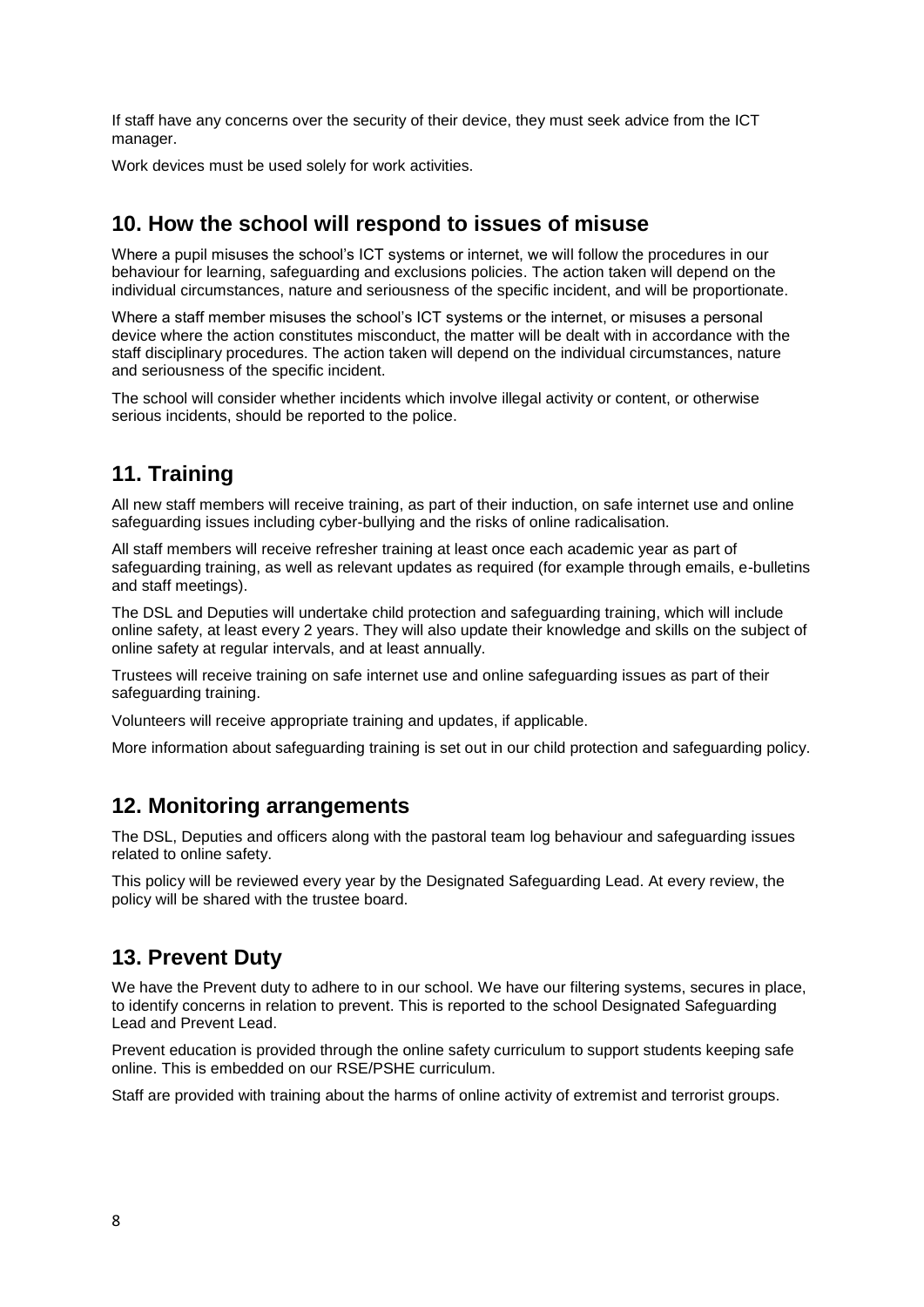If staff have any concerns over the security of their device, they must seek advice from the ICT manager.

Work devices must be used solely for work activities.

## 10. How the school will respond to issues of misuse

Where a pupil misuses the school's ICT systems or internet, we will follow the procedures in our behaviour for learning, safeguarding and exclusions policies. The action taken will depend on the individual circumstances, nature and seriousness of the specific incident, and will be proportionate.

Where a staff member misuses the school's ICT systems or the internet, or misuses a personal device where the action constitutes misconduct, the matter will be dealt with in accordance with the staff disciplinary procedures. The action taken will depend on the individual circumstances, nature and seriousness of the specific incident.

The school will consider whether incidents which involve illegal activity or content, or otherwise serious incidents, should be reported to the police.

## 11. Training

All new staff members will receive training, as part of their induction, on safe internet use and online safeguarding issues including cyber-bullying and the risks of online radicalisation.

All staff members will receive refresher training at least once each academic year as part of safeguarding training, as well as relevant updates as required (for example through emails, e-bulletins and staff meetings).

The DSL and Deputies will undertake child protection and safeguarding training, which will include online safety, at least every 2 years. They will also update their knowledge and skills on the subject of online safety at regular intervals, and at least annually.

Trustees will receive training on safe internet use and online safeguarding issues as part of their safeguarding training.

Volunteers will receive appropriate training and updates, if applicable.

More information about safeguarding training is set out in our child protection and safeguarding policy.

## 12. Monitoring arrangements

The DSL, Deputies and officers along with the pastoral team log behaviour and safeguarding issues related to online safety.

This policy will be reviewed every year by the Designated Safeguarding Lead. At every review, the policy will be shared with the trustee board.

## 13. Prevent Duty

We have the Prevent duty to adhere to in our school. We have our filtering systems, secures in place, to identify concerns in relation to prevent. This is reported to the school Designated Safeguarding Lead and Prevent Lead.

Prevent education is provided through the online safety curriculum to support students keeping safe online. This is embedded on our RSE/PSHE curriculum.

Staff are provided with training about the harms of online activity of extremist and terrorist groups.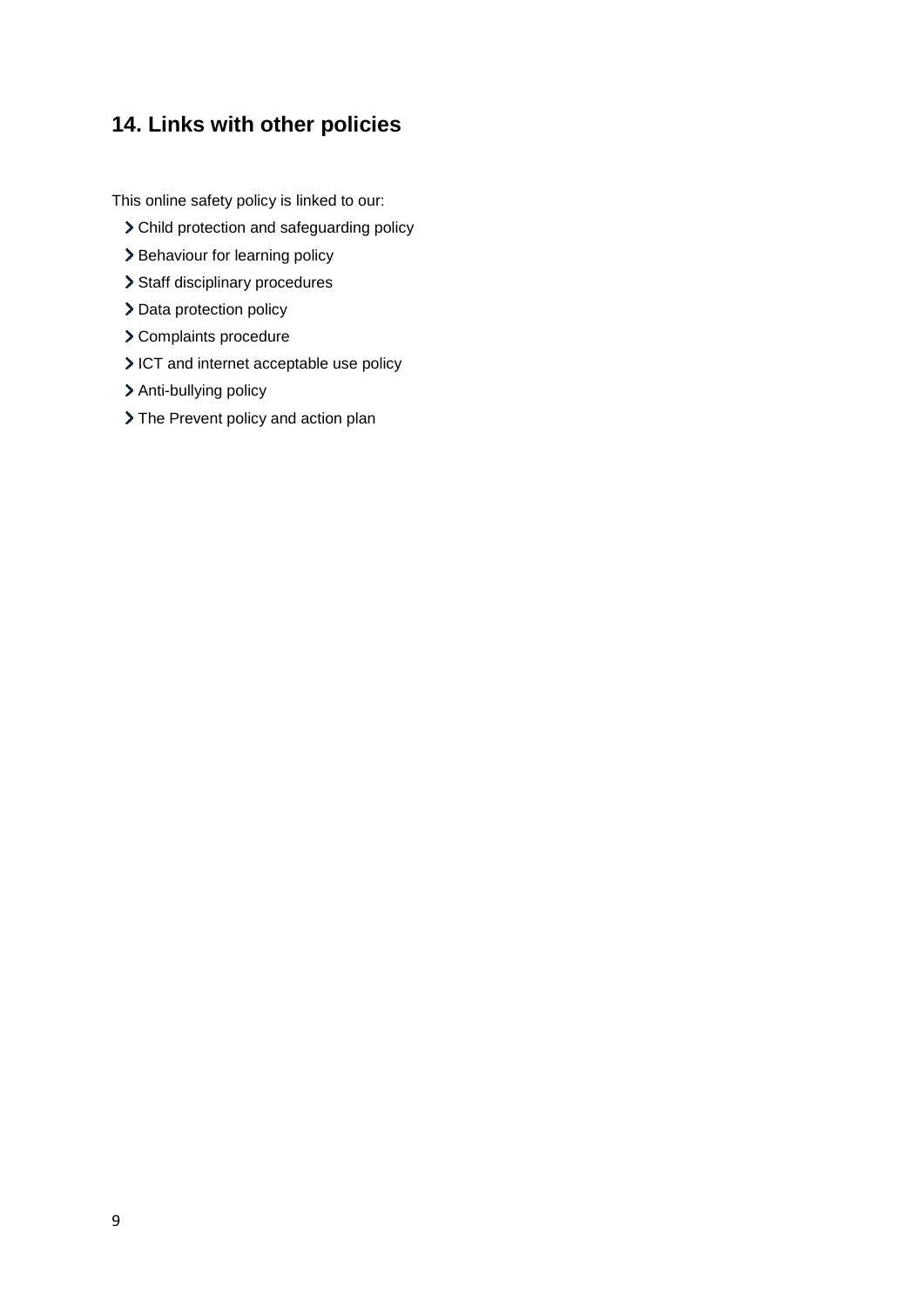## 14. Links with other policies

This online safety policy is linked to our:

- Child protection and safeguarding policy
- Behaviour for learning policy
- Staff disciplinary procedures
- Data protection policy
- Complaints procedure
- ICT and internet acceptable use policy
- Anti-bullying policy
- The Prevent policy and action plan